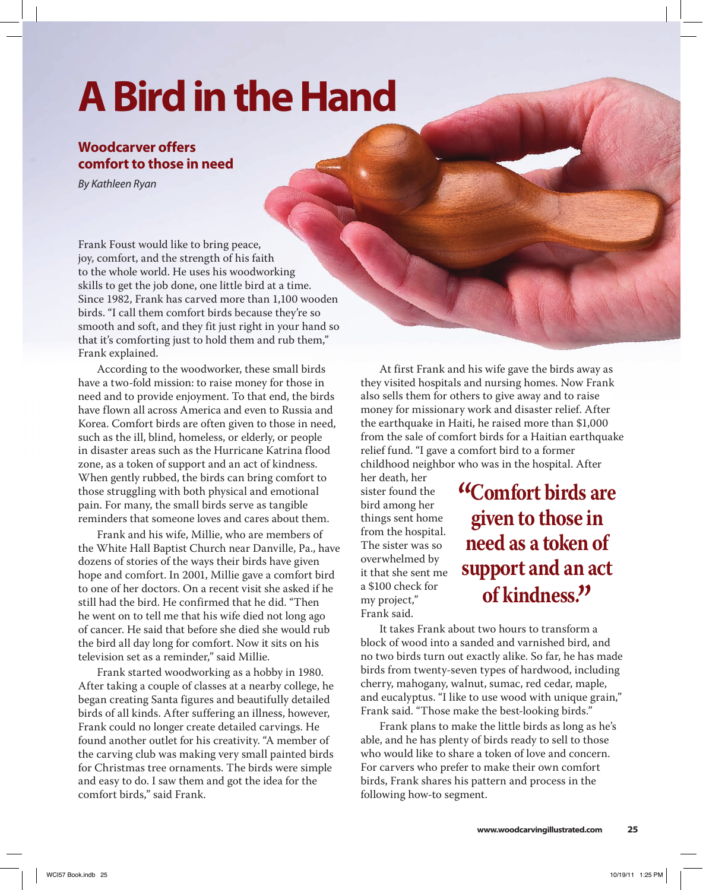# A Bird in the Hand

## Woodcarver offers comfort to those in need

*By Kathleen Ryan*

Frank Foust would like to bring peace, joy, comfort, and the strength of his faith to the whole world. He uses his woodworking skills to get the job done, one little bird at a time. Since 1982, Frank has carved more than 1,100 wooden birds. "I call them comfort birds because they're so smooth and soft, and they fit just right in your hand so that it's comforting just to hold them and rub them," Frank explained.

According to the woodworker, these small birds have a two-fold mission: to raise money for those in need and to provide enjoyment. To that end, the birds have flown all across America and even to Russia and Korea. Comfort birds are often given to those in need, such as the ill, blind, homeless, or elderly, or people in disaster areas such as the Hurricane Katrina flood zone, as a token of support and an act of kindness. When gently rubbed, the birds can bring comfort to those struggling with both physical and emotional pain. For many, the small birds serve as tangible reminders that someone loves and cares about them.

Frank and his wife, Millie, who are members of the White Hall Baptist Church near Danville, Pa., have dozens of stories of the ways their birds have given hope and comfort. In 2001, Millie gave a comfort bird to one of her doctors. On a recent visit she asked if he still had the bird. He confirmed that he did. "Then he went on to tell me that his wife died not long ago of cancer. He said that before she died she would rub the bird all day long for comfort. Now it sits on his television set as a reminder," said Millie.

Frank started woodworking as a hobby in 1980. After taking a couple of classes at a nearby college, he began creating Santa figures and beautifully detailed birds of all kinds. After suffering an illness, however, Frank could no longer create detailed carvings. He found another outlet for his creativity. "A member of the carving club was making very small painted birds for Christmas tree ornaments. The birds were simple and easy to do. I saw them and got the idea for the comfort birds," said Frank.

At first Frank and his wife gave the birds away as they visited hospitals and nursing homes. Now Frank also sells them for others to give away and to raise money for missionary work and disaster relief. After the earthquake in Haiti, he raised more than $1,000 from the sale of comfort birds for a Haitian earthquake relief fund. "I gave a comfort bird to a former childhood neighbor who was in the hospital. After her death, her sister found the bird among her things sent home from the hospital. The sister was so overwhelmed by it that she sent me a $100 check for my project," Frank said.

> **"Comfort birds are given to those in need as a token of support and an act of kindness."**

It takes Frank about two hours to transform a block of wood into a sanded and varnished bird, and no two birds turn out exactly alike. So far, he has made birds from twenty-seven types of hardwood, including cherry, mahogany, walnut, sumac, red cedar, maple, and eucalyptus. "I like to use wood with unique grain," Frank said. "Those make the best-looking birds."

Frank plans to make the little birds as long as he's able, and he has plenty of birds ready to sell to those who would like to share a token of love and concern. For carvers who prefer to make their own comfort birds, Frank shares his pattern and process in the following how-to segment.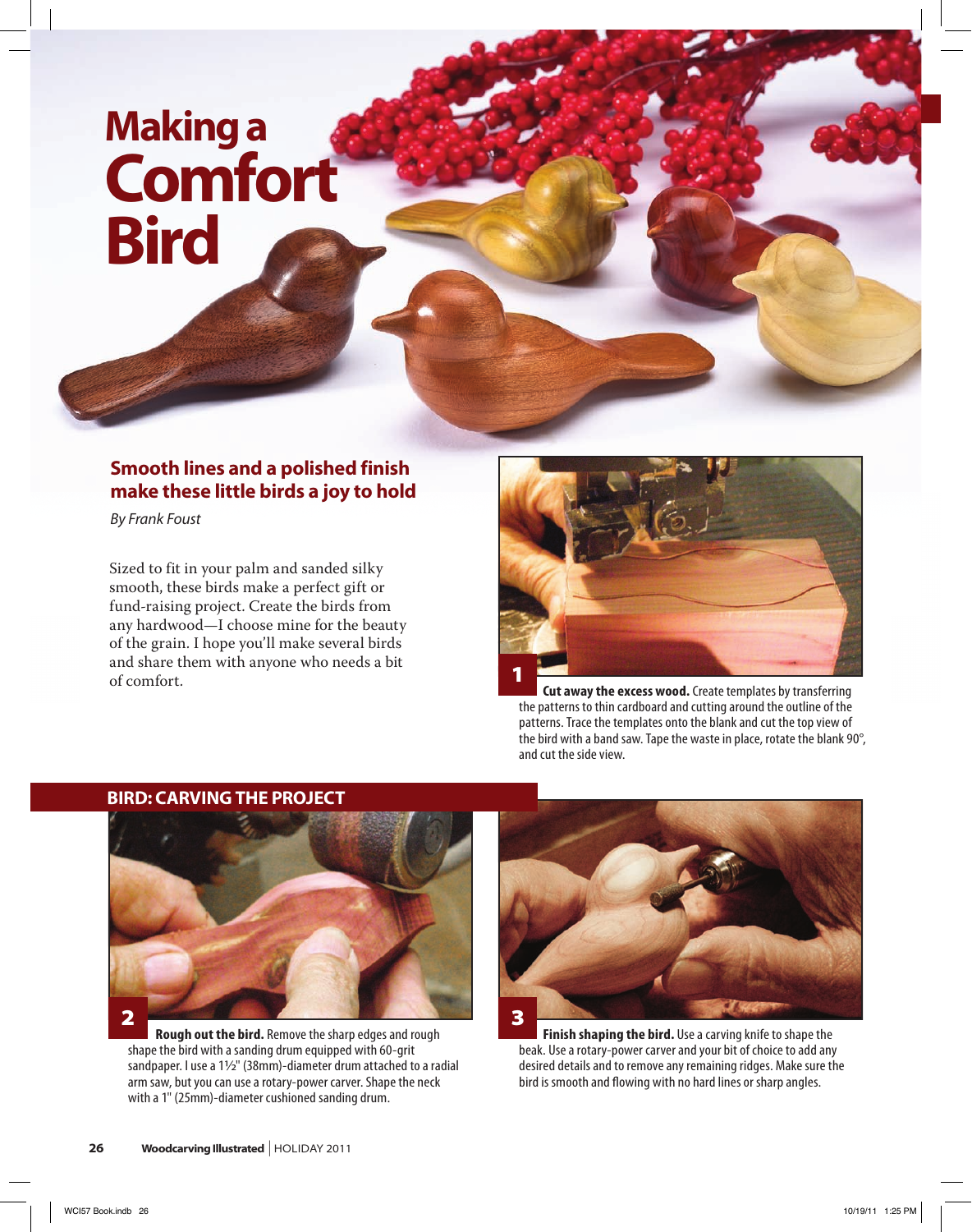# Making a Comfort Bird

## Smooth lines and a polished finish make these little birds a joy to hold

*By Frank Foust*

Sized to fit in your palm and sanded silky smooth, these birds make a perfect gift or fund-raising project. Create the birds from any hardwood—I choose mine for the beauty of the grain. I hope you'll make several birds and share them with anyone who needs a bit of comfort.

**1 Cut away the excess wood.** Create templates by transferring the patterns to thin cardboard and cutting around the outline of the patterns. Trace the templates onto the blank and cut the top view of the bird with a band saw. Tape the waste in place, rotate the blank 90°, and cut the side view.

## BIRD: CARVING THE PROJECT

**2 Rough out the bird.** Remove the sharp edges and rough shape the bird with a sanding drum equipped with 60-grit sandpaper. I use a 1½" (38mm)-diameter drum attached to a radial arm saw, but you can use a rotary-power carver. Shape the neck with a 1" (25mm)-diameter cushioned sanding drum.

**3 Finish shaping the bird.** Use a carving knife to shape the beak. Use a rotary-power carver and your bit of choice to add any desired details and to remove any remaining ridges. Make sure the bird is smooth and flowing with no hard lines or sharp angles.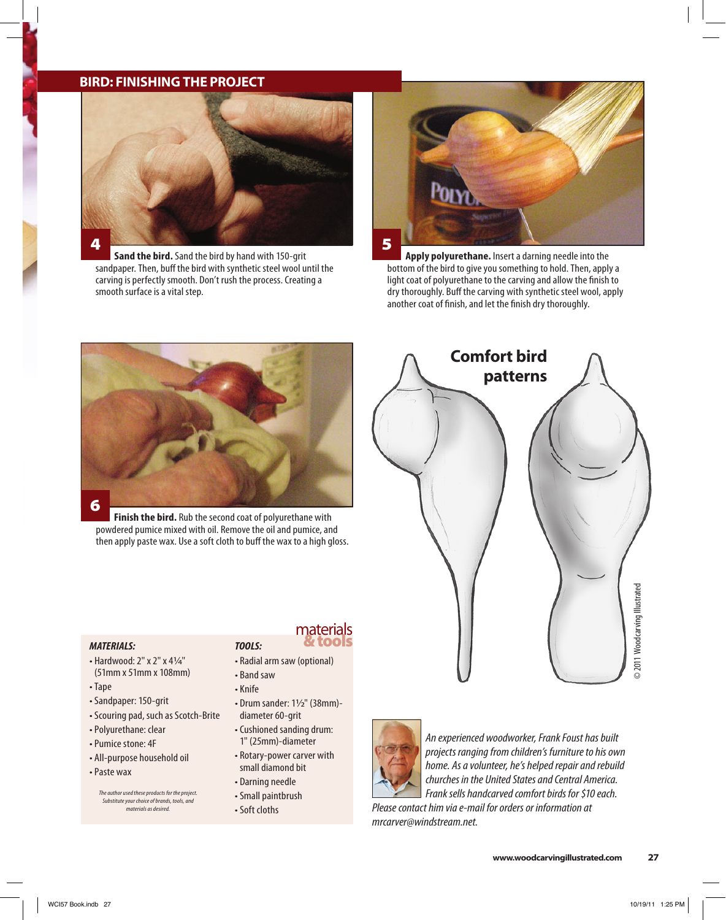## BIRD: FINISHING THE PROJECT

**4** **Sand the bird.** Sand the bird by hand with 150-grit sandpaper. Then, buff the bird with synthetic steel wool until the carving is perfectly smooth. Don't rush the process. Creating a smooth surface is a vital step.

**5** **Apply polyurethane.** Insert a darning needle into the bottom of the bird to give you something to hold. Then, apply a light coat of polyurethane to the carving and allow the finish to dry thoroughly. Buff the carving with synthetic steel wool, apply another coat of finish, and let the finish dry thoroughly.

**6** **Finish the bird.** Rub the second coat of polyurethane with powdered pumice mixed with oil. Remove the oil and pumice, and then apply paste wax. Use a soft cloth to buff the wax to a high gloss.

## Comfort bird patterns

© 2011 Woodcarving Illustrated

## materials & tools

***MATERIALS:***

- Hardwood: 2" x 2" x 4¼" (51mm x 51mm x 108mm)
- Tape
- Sandpaper: 150-grit
- Scouring pad, such as Scotch-Brite
- Polyurethane: clear
- Pumice stone: 4F
- All-purpose household oil
- Paste wax

*The author used these products for the project. Substitute your choice of brands, tools, and materials as desired.*

***TOOLS:***

- Radial arm saw (optional)
- Band saw
- Knife
- Drum sander: 1½" (38mm)-diameter 60-grit
- Cushioned sanding drum: 1" (25mm)-diameter
- Rotary-power carver with small diamond bit
- Darning needle
- Small paintbrush
- Soft cloths

*An experienced woodworker, Frank Foust has built projects ranging from children's furniture to his own home. As a volunteer, he's helped repair and rebuild churches in the United States and Central America. Frank sells handcarved comfort birds for $10 each. Please contact him via e-mail for orders or information at mrcarver@windstream.net.*